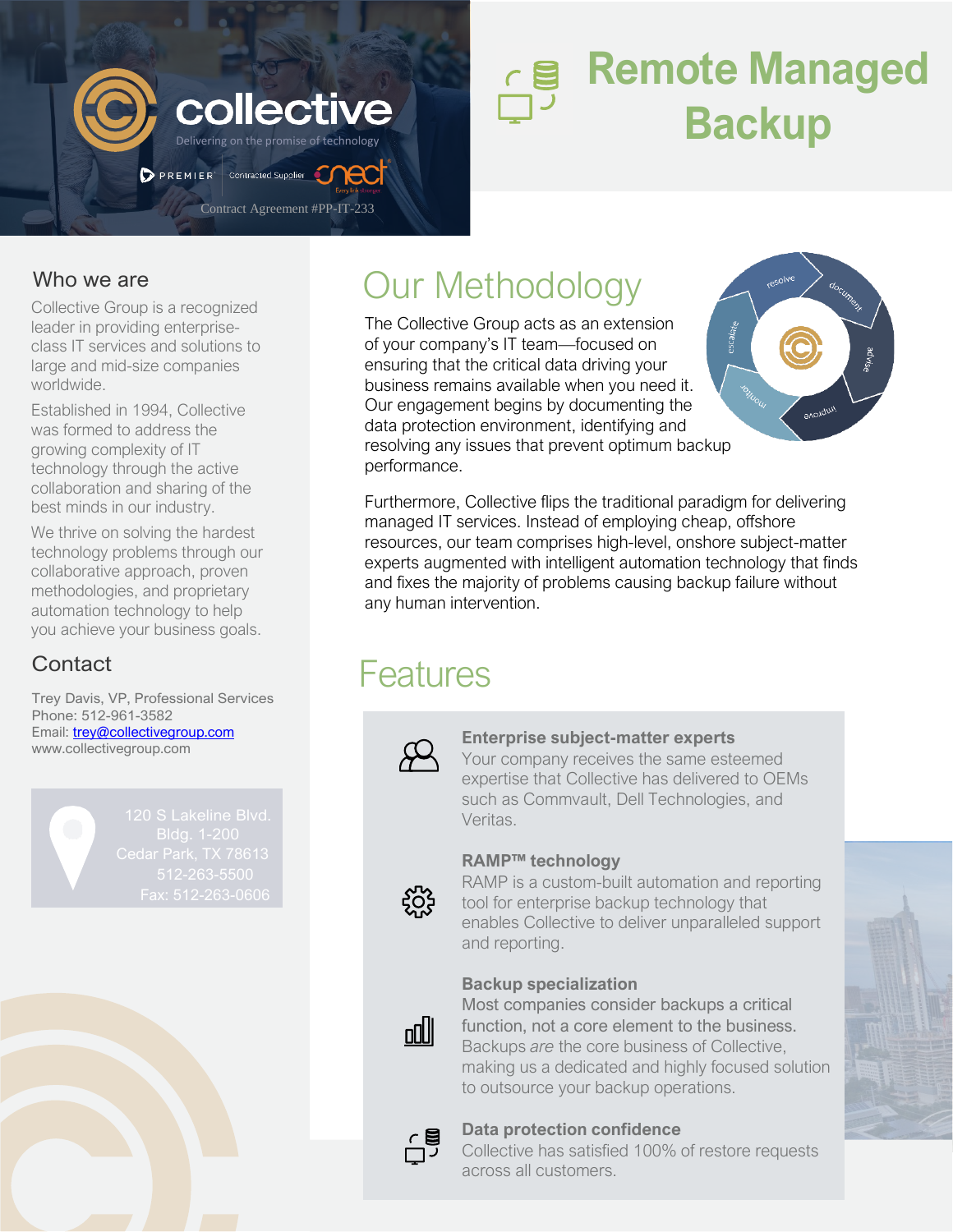collective

Delivering on the promise of technology

PREMIER Contracted Supplier

Contract Agreement #PP-IT-233

# Remote Managed Backup

## Who we are

Collective Group is a recognized leader in providing enterprise-class IT services and solutions to large and mid-size companies worldwide.

Established in 1994, Collective was formed to address the growing complexity of IT technology through the active collaboration and sharing of the best minds in our industry.

We thrive on solving the hardest technology problems through our collaborative approach, proven methodologies, and proprietary automation technology to help you achieve your business goals.

## Contact

Trey Davis, VP, Professional Services
Phone: 512-961-3582
Email: trey@collectivegroup.com
www.collectivegroup.com

120 S Lakeline Blvd.
Bldg. 1-200
Cedar Park, TX 78613
512-263-5500
Fax: 512-263-0606

## Our Methodology

resolve, document, advise, improve, monitor, escalate

The Collective Group acts as an extension of your company's IT team—focused on ensuring that the critical data driving your business remains available when you need it. Our engagement begins by documenting the data protection environment, identifying and resolving any issues that prevent optimum backup performance.

Furthermore, Collective flips the traditional paradigm for delivering managed IT services. Instead of employing cheap, offshore resources, our team comprises high-level, onshore subject-matter experts augmented with intelligent automation technology that finds and fixes the majority of problems causing backup failure without any human intervention.

## Features

**Enterprise subject-matter experts**
Your company receives the same esteemed expertise that Collective has delivered to OEMs such as Commvault, Dell Technologies, and Veritas.

**RAMP™ technology**
RAMP is a custom-built automation and reporting tool for enterprise backup technology that enables Collective to deliver unparalleled support and reporting.

**Backup specialization**
Most companies consider backups a critical function, not a core element to the business. Backups *are* the core business of Collective, making us a dedicated and highly focused solution to outsource your backup operations.

**Data protection confidence**
Collective has satisfied 100% of restore requests across all customers.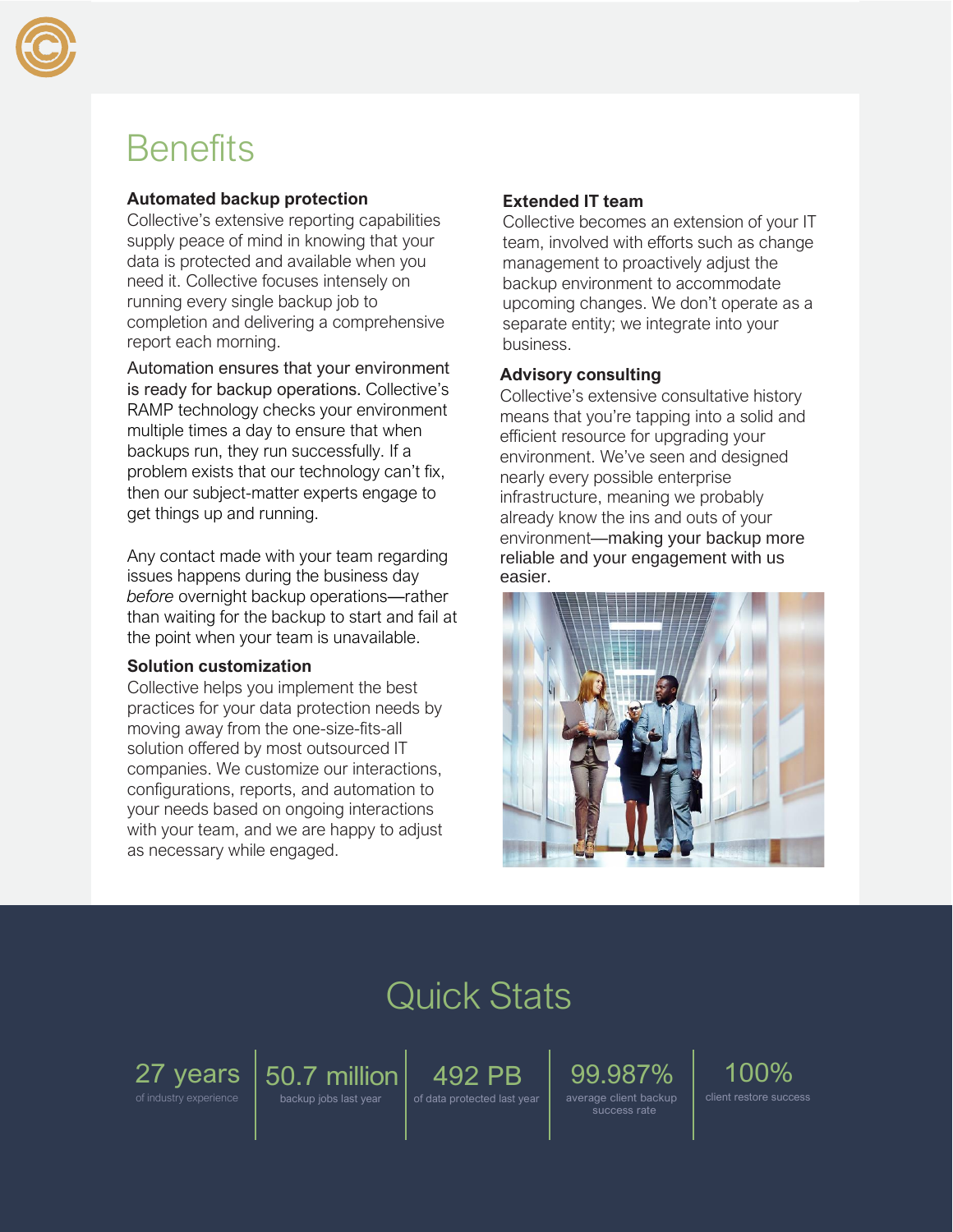# Benefits

### Automated backup protection

Collective's extensive reporting capabilities supply peace of mind in knowing that your data is protected and available when you need it. Collective focuses intensely on running every single backup job to completion and delivering a comprehensive report each morning.

Automation ensures that your environment is ready for backup operations. Collective's RAMP technology checks your environment multiple times a day to ensure that when backups run, they run successfully. If a problem exists that our technology can't fix, then our subject-matter experts engage to get things up and running.

Any contact made with your team regarding issues happens during the business day *before* overnight backup operations—rather than waiting for the backup to start and fail at the point when your team is unavailable.

### Solution customization

Collective helps you implement the best practices for your data protection needs by moving away from the one-size-fits-all solution offered by most outsourced IT companies. We customize our interactions, configurations, reports, and automation to your needs based on ongoing interactions with your team, and we are happy to adjust as necessary while engaged.

### Extended IT team

Collective becomes an extension of your IT team, involved with efforts such as change management to proactively adjust the backup environment to accommodate upcoming changes. We don't operate as a separate entity; we integrate into your business.

### Advisory consulting

Collective's extensive consultative history means that you're tapping into a solid and efficient resource for upgrading your environment. We've seen and designed nearly every possible enterprise infrastructure, meaning we probably already know the ins and outs of your environment—making your backup more reliable and your engagement with us easier.

## Quick Stats

**27 years**
of industry experience

**50.7 million**
backup jobs last year

**492 PB**
of data protected last year

**99.987%**
average client backup success rate

**100%**
client restore success